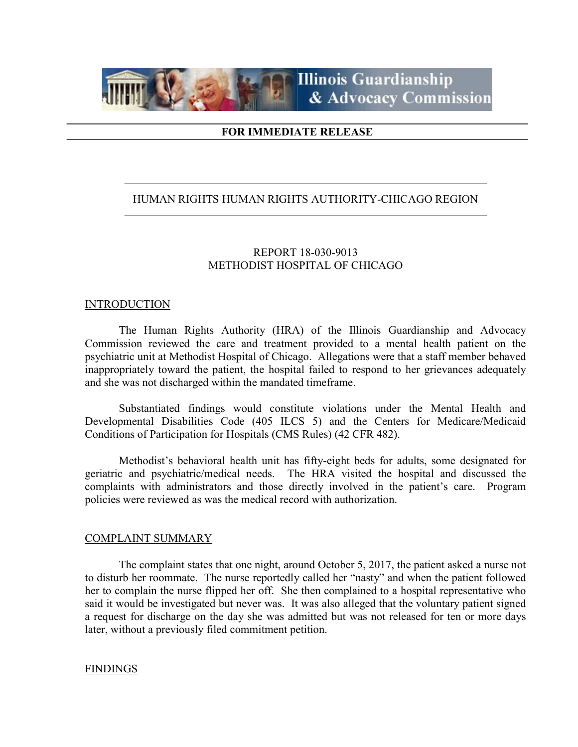Illinois Guardianship & Advocacy Commission

**FOR IMMEDIATE RELEASE**

HUMAN RIGHTS HUMAN RIGHTS AUTHORITY-CHICAGO REGION

REPORT 18-030-9013
METHODIST HOSPITAL OF CHICAGO

## INTRODUCTION

The Human Rights Authority (HRA) of the Illinois Guardianship and Advocacy Commission reviewed the care and treatment provided to a mental health patient on the psychiatric unit at Methodist Hospital of Chicago. Allegations were that a staff member behaved inappropriately toward the patient, the hospital failed to respond to her grievances adequately and she was not discharged within the mandated timeframe.

Substantiated findings would constitute violations under the Mental Health and Developmental Disabilities Code (405 ILCS 5) and the Centers for Medicare/Medicaid Conditions of Participation for Hospitals (CMS Rules) (42 CFR 482).

Methodist's behavioral health unit has fifty-eight beds for adults, some designated for geriatric and psychiatric/medical needs. The HRA visited the hospital and discussed the complaints with administrators and those directly involved in the patient's care. Program policies were reviewed as was the medical record with authorization.

## COMPLAINT SUMMARY

The complaint states that one night, around October 5, 2017, the patient asked a nurse not to disturb her roommate. The nurse reportedly called her "nasty" and when the patient followed her to complain the nurse flipped her off. She then complained to a hospital representative who said it would be investigated but never was. It was also alleged that the voluntary patient signed a request for discharge on the day she was admitted but was not released for ten or more days later, without a previously filed commitment petition.

## FINDINGS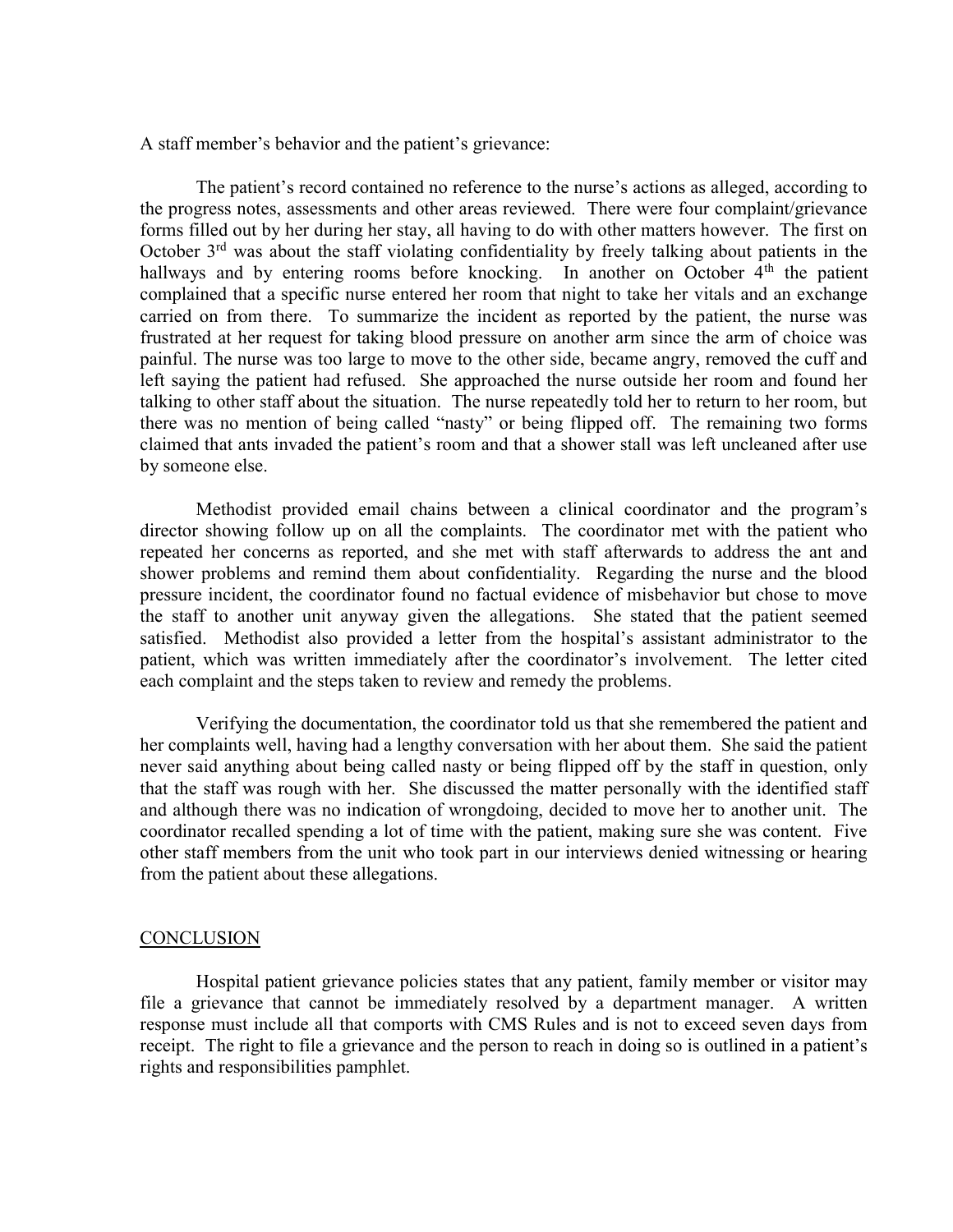A staff member's behavior and the patient's grievance:

The patient's record contained no reference to the nurse's actions as alleged, according to the progress notes, assessments and other areas reviewed. There were four complaint/grievance forms filled out by her during her stay, all having to do with other matters however. The first on October 3rd was about the staff violating confidentiality by freely talking about patients in the hallways and by entering rooms before knocking. In another on October 4th the patient complained that a specific nurse entered her room that night to take her vitals and an exchange carried on from there. To summarize the incident as reported by the patient, the nurse was frustrated at her request for taking blood pressure on another arm since the arm of choice was painful. The nurse was too large to move to the other side, became angry, removed the cuff and left saying the patient had refused. She approached the nurse outside her room and found her talking to other staff about the situation. The nurse repeatedly told her to return to her room, but there was no mention of being called "nasty" or being flipped off. The remaining two forms claimed that ants invaded the patient's room and that a shower stall was left uncleaned after use by someone else.

Methodist provided email chains between a clinical coordinator and the program's director showing follow up on all the complaints. The coordinator met with the patient who repeated her concerns as reported, and she met with staff afterwards to address the ant and shower problems and remind them about confidentiality. Regarding the nurse and the blood pressure incident, the coordinator found no factual evidence of misbehavior but chose to move the staff to another unit anyway given the allegations. She stated that the patient seemed satisfied. Methodist also provided a letter from the hospital's assistant administrator to the patient, which was written immediately after the coordinator's involvement. The letter cited each complaint and the steps taken to review and remedy the problems.

Verifying the documentation, the coordinator told us that she remembered the patient and her complaints well, having had a lengthy conversation with her about them. She said the patient never said anything about being called nasty or being flipped off by the staff in question, only that the staff was rough with her. She discussed the matter personally with the identified staff and although there was no indication of wrongdoing, decided to move her to another unit. The coordinator recalled spending a lot of time with the patient, making sure she was content. Five other staff members from the unit who took part in our interviews denied witnessing or hearing from the patient about these allegations.

## CONCLUSION

Hospital patient grievance policies states that any patient, family member or visitor may file a grievance that cannot be immediately resolved by a department manager. A written response must include all that comports with CMS Rules and is not to exceed seven days from receipt. The right to file a grievance and the person to reach in doing so is outlined in a patient's rights and responsibilities pamphlet.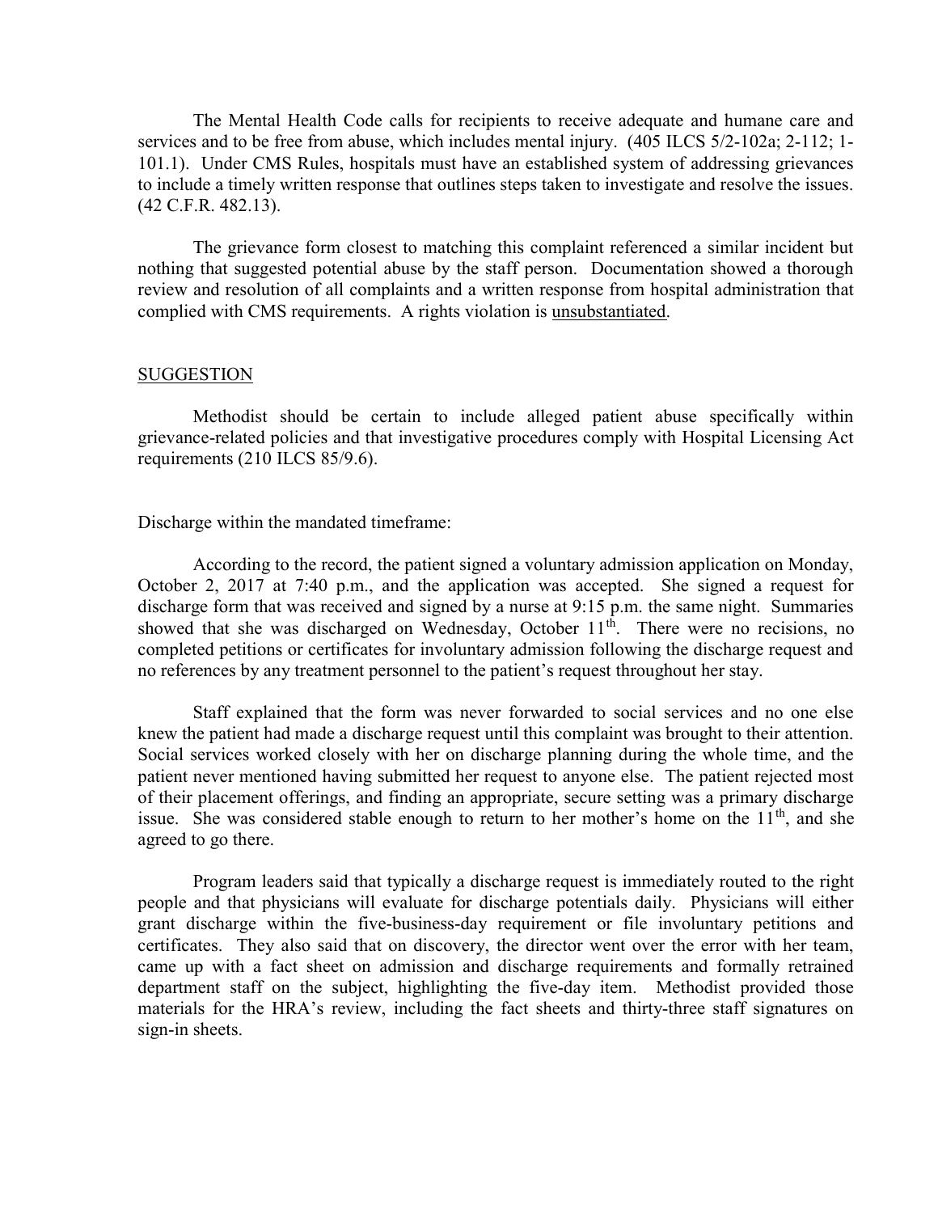The Mental Health Code calls for recipients to receive adequate and humane care and services and to be free from abuse, which includes mental injury. (405 ILCS 5/2-102a; 2-112; 1-101.1). Under CMS Rules, hospitals must have an established system of addressing grievances to include a timely written response that outlines steps taken to investigate and resolve the issues. (42 C.F.R. 482.13).

The grievance form closest to matching this complaint referenced a similar incident but nothing that suggested potential abuse by the staff person. Documentation showed a thorough review and resolution of all complaints and a written response from hospital administration that complied with CMS requirements. A rights violation is unsubstantiated.

SUGGESTION

Methodist should be certain to include alleged patient abuse specifically within grievance-related policies and that investigative procedures comply with Hospital Licensing Act requirements (210 ILCS 85/9.6).

Discharge within the mandated timeframe:

According to the record, the patient signed a voluntary admission application on Monday, October 2, 2017 at 7:40 p.m., and the application was accepted. She signed a request for discharge form that was received and signed by a nurse at 9:15 p.m. the same night. Summaries showed that she was discharged on Wednesday, October 11th. There were no recisions, no completed petitions or certificates for involuntary admission following the discharge request and no references by any treatment personnel to the patient's request throughout her stay.

Staff explained that the form was never forwarded to social services and no one else knew the patient had made a discharge request until this complaint was brought to their attention. Social services worked closely with her on discharge planning during the whole time, and the patient never mentioned having submitted her request to anyone else. The patient rejected most of their placement offerings, and finding an appropriate, secure setting was a primary discharge issue. She was considered stable enough to return to her mother's home on the 11th, and she agreed to go there.

Program leaders said that typically a discharge request is immediately routed to the right people and that physicians will evaluate for discharge potentials daily. Physicians will either grant discharge within the five-business-day requirement or file involuntary petitions and certificates. They also said that on discovery, the director went over the error with her team, came up with a fact sheet on admission and discharge requirements and formally retrained department staff on the subject, highlighting the five-day item. Methodist provided those materials for the HRA's review, including the fact sheets and thirty-three staff signatures on sign-in sheets.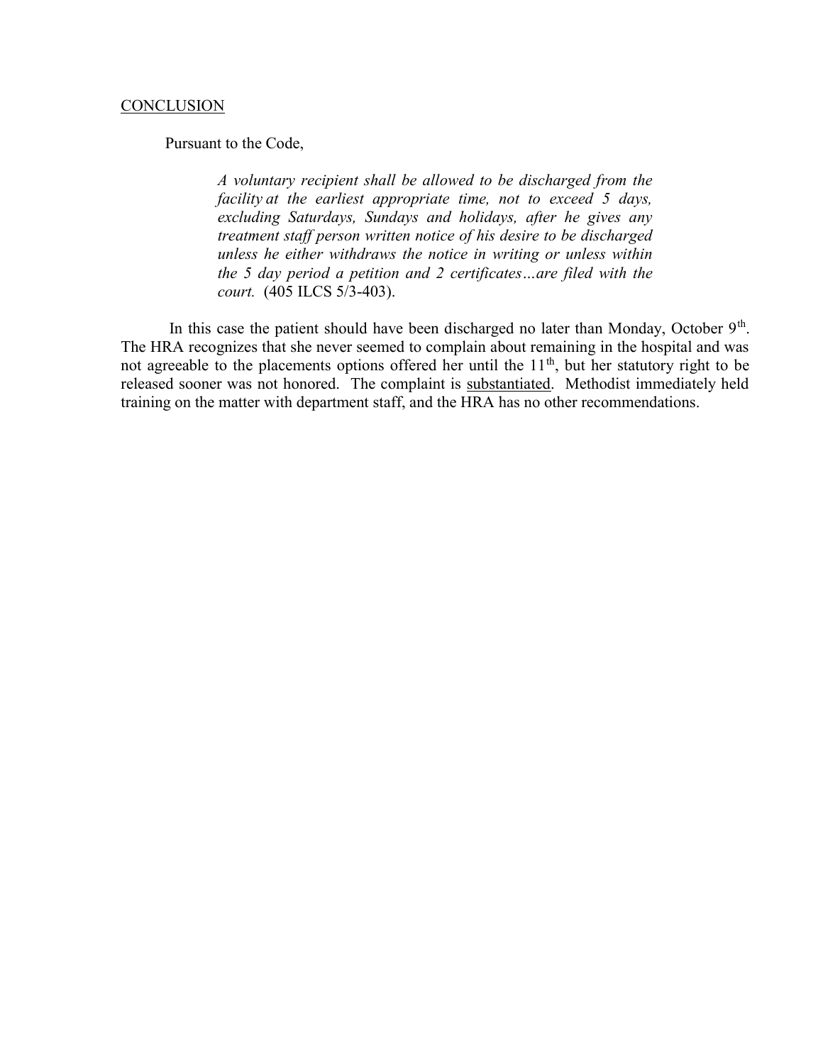<u>CONCLUSION</u>

Pursuant to the Code,

> *A voluntary recipient shall be allowed to be discharged from the facility at the earliest appropriate time, not to exceed 5 days, excluding Saturdays, Sundays and holidays, after he gives any treatment staff person written notice of his desire to be discharged unless he either withdraws the notice in writing or unless within the 5 day period a petition and 2 certificates…are filed with the court.* (405 ILCS 5/3-403).

In this case the patient should have been discharged no later than Monday, October 9th. The HRA recognizes that she never seemed to complain about remaining in the hospital and was not agreeable to the placements options offered her until the 11th, but her statutory right to be released sooner was not honored. The complaint is <u>substantiated</u>. Methodist immediately held training on the matter with department staff, and the HRA has no other recommendations.